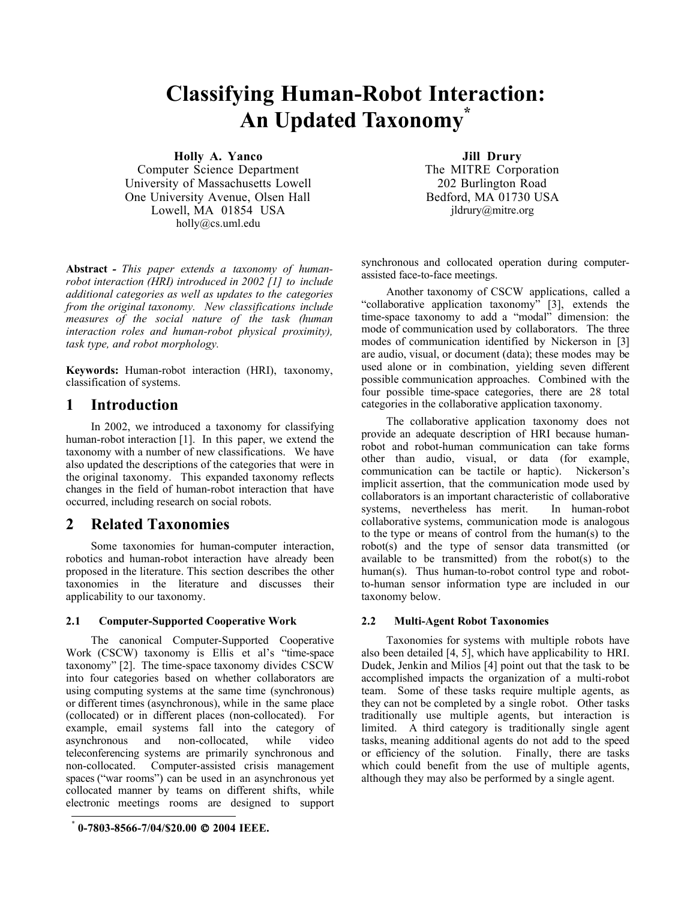# Classifying Human-Robot Interaction: An Updated Taxonomy*

**Holly A. Yanco**
Computer Science Department
University of Massachusetts Lowell
One University Avenue, Olsen Hall
Lowell, MA 01854 USA
holly@cs.uml.edu

**Jill Drury**
The MITRE Corporation
202 Burlington Road
Bedford, MA 01730 USA
jldrury@mitre.org

**Abstract -** *This paper extends a taxonomy of human-robot interaction (HRI) introduced in 2002 [1] to include additional categories as well as updates to the categories from the original taxonomy. New classifications include measures of the social nature of the task (human interaction roles and human-robot physical proximity), task type, and robot morphology.*

**Keywords:** Human-robot interaction (HRI), taxonomy, classification of systems.

## 1 Introduction

In 2002, we introduced a taxonomy for classifying human-robot interaction [1]. In this paper, we extend the taxonomy with a number of new classifications. We have also updated the descriptions of the categories that were in the original taxonomy. This expanded taxonomy reflects changes in the field of human-robot interaction that have occurred, including research on social robots.

## 2 Related Taxonomies

Some taxonomies for human-computer interaction, robotics and human-robot interaction have already been proposed in the literature. This section describes the other taxonomies in the literature and discusses their applicability to our taxonomy.

### 2.1 Computer-Supported Cooperative Work

The canonical Computer-Supported Cooperative Work (CSCW) taxonomy is Ellis et al's "time-space taxonomy" [2]. The time-space taxonomy divides CSCW into four categories based on whether collaborators are using computing systems at the same time (synchronous) or different times (asynchronous), while in the same place (collocated) or in different places (non-collocated). For example, email systems fall into the category of asynchronous and non-collocated, while video teleconferencing systems are primarily synchronous and non-collocated. Computer-assisted crisis management spaces ("war rooms") can be used in an asynchronous yet collocated manner by teams on different shifts, while electronic meetings rooms are designed to support synchronous and collocated operation during computer-assisted face-to-face meetings.

Another taxonomy of CSCW applications, called a "collaborative application taxonomy" [3], extends the time-space taxonomy to add a "modal" dimension: the mode of communication used by collaborators. The three modes of communication identified by Nickerson in [3] are audio, visual, or document (data); these modes may be used alone or in combination, yielding seven different possible communication approaches. Combined with the four possible time-space categories, there are 28 total categories in the collaborative application taxonomy.

The collaborative application taxonomy does not provide an adequate description of HRI because human-robot and robot-human communication can take forms other than audio, visual, or data (for example, communication can be tactile or haptic). Nickerson's implicit assertion, that the communication mode used by collaborators is an important characteristic of collaborative systems, nevertheless has merit. In human-robot collaborative systems, communication mode is analogous to the type or means of control from the human(s) to the robot(s) and the type of sensor data transmitted (or available to be transmitted) from the robot(s) to the human(s). Thus human-to-robot control type and robot-to-human sensor information type are included in our taxonomy below.

### 2.2 Multi-Agent Robot Taxonomies

Taxonomies for systems with multiple robots have also been detailed [4, 5], which have applicability to HRI. Dudek, Jenkin and Milios [4] point out that the task to be accomplished impacts the organization of a multi-robot team. Some of these tasks require multiple agents, as they can not be completed by a single robot. Other tasks traditionally use multiple agents, but interaction is limited. A third category is traditionally single agent tasks, meaning additional agents do not add to the speed or efficiency of the solution. Finally, there are tasks which could benefit from the use of multiple agents, although they may also be performed by a single agent.

* **0-7803-8566-7/04/$20.00 © 2004 IEEE.**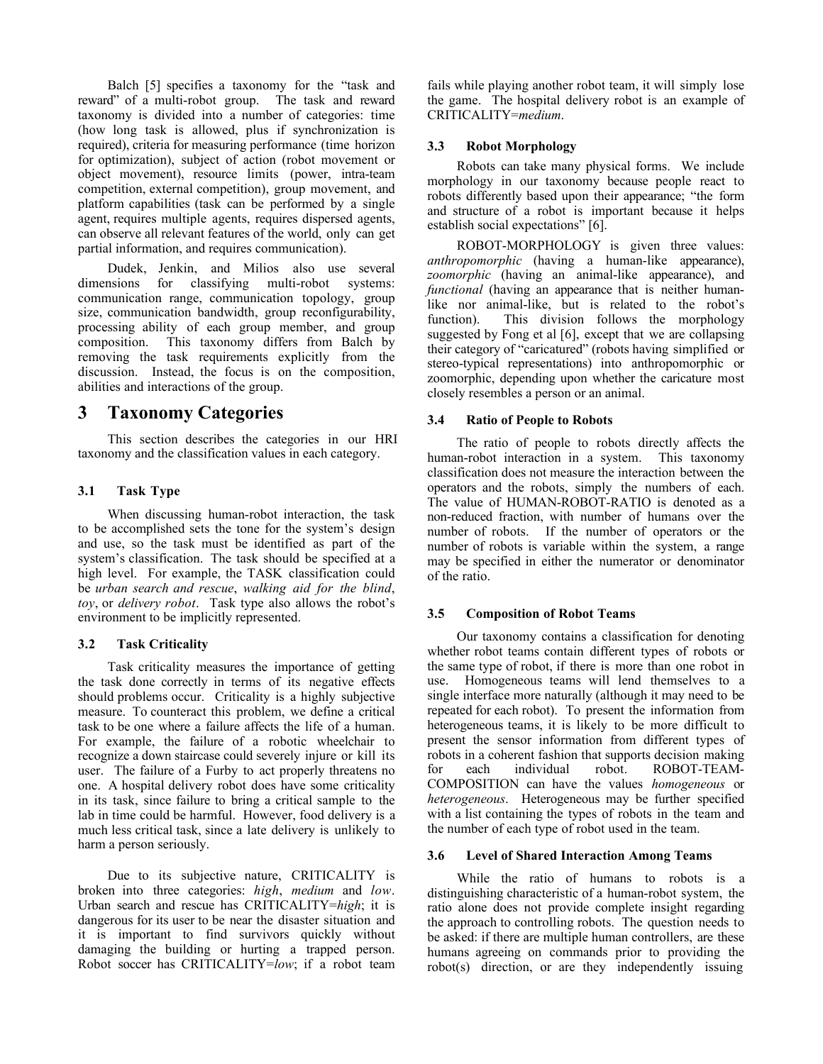Balch [5] specifies a taxonomy for the "task and reward" of a multi-robot group. The task and reward taxonomy is divided into a number of categories: time (how long task is allowed, plus if synchronization is required), criteria for measuring performance (time horizon for optimization), subject of action (robot movement or object movement), resource limits (power, intra-team competition, external competition), group movement, and platform capabilities (task can be performed by a single agent, requires multiple agents, requires dispersed agents, can observe all relevant features of the world, only can get partial information, and requires communication).

Dudek, Jenkin, and Milios also use several dimensions for classifying multi-robot systems: communication range, communication topology, group size, communication bandwidth, group reconfigurability, processing ability of each group member, and group composition. This taxonomy differs from Balch by removing the task requirements explicitly from the discussion. Instead, the focus is on the composition, abilities and interactions of the group.

# 3 Taxonomy Categories

This section describes the categories in our HRI taxonomy and the classification values in each category.

### 3.1 Task Type

When discussing human-robot interaction, the task to be accomplished sets the tone for the system's design and use, so the task must be identified as part of the system's classification. The task should be specified at a high level. For example, the TASK classification could be *urban search and rescue*, *walking aid for the blind*, *toy*, or *delivery robot*. Task type also allows the robot's environment to be implicitly represented.

### 3.2 Task Criticality

Task criticality measures the importance of getting the task done correctly in terms of its negative effects should problems occur. Criticality is a highly subjective measure. To counteract this problem, we define a critical task to be one where a failure affects the life of a human. For example, the failure of a robotic wheelchair to recognize a down staircase could severely injure or kill its user. The failure of a Furby to act properly threatens no one. A hospital delivery robot does have some criticality in its task, since failure to bring a critical sample to the lab in time could be harmful. However, food delivery is a much less critical task, since a late delivery is unlikely to harm a person seriously.

Due to its subjective nature, CRITICALITY is broken into three categories: *high*, *medium* and *low*. Urban search and rescue has CRITICALITY=*high*; it is dangerous for its user to be near the disaster situation and it is important to find survivors quickly without damaging the building or hurting a trapped person. Robot soccer has CRITICALITY=*low*; if a robot team fails while playing another robot team, it will simply lose the game. The hospital delivery robot is an example of CRITICALITY=*medium*.

### 3.3 Robot Morphology

Robots can take many physical forms. We include morphology in our taxonomy because people react to robots differently based upon their appearance; "the form and structure of a robot is important because it helps establish social expectations" [6].

ROBOT-MORPHOLOGY is given three values: *anthropomorphic* (having a human-like appearance), *zoomorphic* (having an animal-like appearance), and *functional* (having an appearance that is neither human-like nor animal-like, but is related to the robot's function). This division follows the morphology suggested by Fong et al [6], except that we are collapsing their category of "caricatured" (robots having simplified or stereo-typical representations) into anthropomorphic or zoomorphic, depending upon whether the caricature most closely resembles a person or an animal.

### 3.4 Ratio of People to Robots

The ratio of people to robots directly affects the human-robot interaction in a system. This taxonomy classification does not measure the interaction between the operators and the robots, simply the numbers of each. The value of HUMAN-ROBOT-RATIO is denoted as a non-reduced fraction, with number of humans over the number of robots. If the number of operators or the number of robots is variable within the system, a range may be specified in either the numerator or denominator of the ratio.

### 3.5 Composition of Robot Teams

Our taxonomy contains a classification for denoting whether robot teams contain different types of robots or the same type of robot, if there is more than one robot in use. Homogeneous teams will lend themselves to a single interface more naturally (although it may need to be repeated for each robot). To present the information from heterogeneous teams, it is likely to be more difficult to present the sensor information from different types of robots in a coherent fashion that supports decision making for each individual robot. ROBOT-TEAM-COMPOSITION can have the values *homogeneous* or *heterogeneous*. Heterogeneous may be further specified with a list containing the types of robots in the team and the number of each type of robot used in the team.

### 3.6 Level of Shared Interaction Among Teams

While the ratio of humans to robots is a distinguishing characteristic of a human-robot system, the ratio alone does not provide complete insight regarding the approach to controlling robots. The question needs to be asked: if there are multiple human controllers, are these humans agreeing on commands prior to providing the robot(s) direction, or are they independently issuing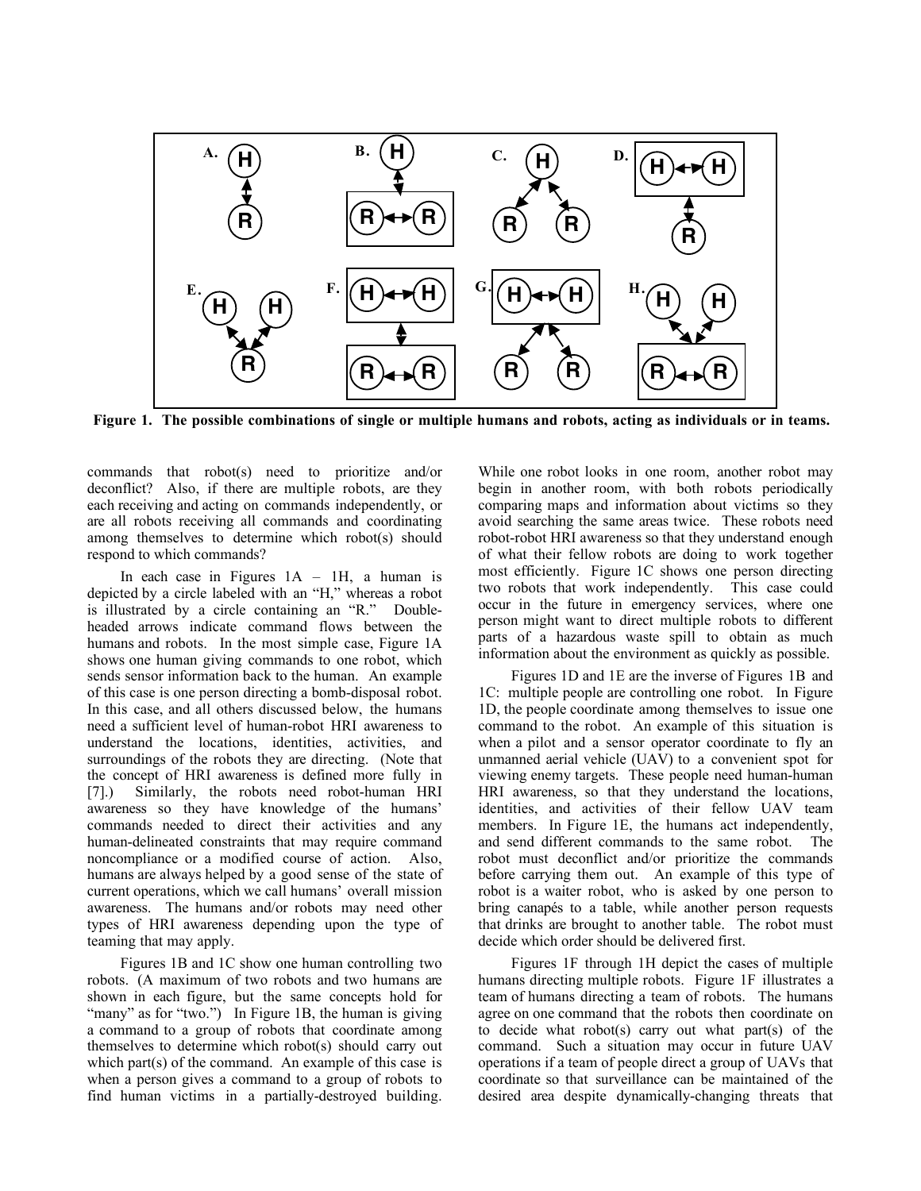**Figure 1. The possible combinations of single or multiple humans and robots, acting as individuals or in teams.**

commands that robot(s) need to prioritize and/or deconflict? Also, if there are multiple robots, are they each receiving and acting on commands independently, or are all robots receiving all commands and coordinating among themselves to determine which robot(s) should respond to which commands?

In each case in Figures 1A – 1H, a human is depicted by a circle labeled with an "H," whereas a robot is illustrated by a circle containing an "R." Double-headed arrows indicate command flows between the humans and robots. In the most simple case, Figure 1A shows one human giving commands to one robot, which sends sensor information back to the human. An example of this case is one person directing a bomb-disposal robot. In this case, and all others discussed below, the humans need a sufficient level of human-robot HRI awareness to understand the locations, identities, activities, and surroundings of the robots they are directing. (Note that the concept of HRI awareness is defined more fully in [7].) Similarly, the robots need robot-human HRI awareness so they have knowledge of the humans' commands needed to direct their activities and any human-delineated constraints that may require command noncompliance or a modified course of action. Also, humans are always helped by a good sense of the state of current operations, which we call humans' overall mission awareness. The humans and/or robots may need other types of HRI awareness depending upon the type of teaming that may apply.

Figures 1B and 1C show one human controlling two robots. (A maximum of two robots and two humans are shown in each figure, but the same concepts hold for "many" as for "two.") In Figure 1B, the human is giving a command to a group of robots that coordinate among themselves to determine which robot(s) should carry out which part(s) of the command. An example of this case is when a person gives a command to a group of robots to find human victims in a partially-destroyed building. While one robot looks in one room, another robot may begin in another room, with both robots periodically comparing maps and information about victims so they avoid searching the same areas twice. These robots need robot-robot HRI awareness so that they understand enough of what their fellow robots are doing to work together most efficiently. Figure 1C shows one person directing two robots that work independently. This case could occur in the future in emergency services, where one person might want to direct multiple robots to different parts of a hazardous waste spill to obtain as much information about the environment as quickly as possible.

Figures 1D and 1E are the inverse of Figures 1B and 1C: multiple people are controlling one robot. In Figure 1D, the people coordinate among themselves to issue one command to the robot. An example of this situation is when a pilot and a sensor operator coordinate to fly an unmanned aerial vehicle (UAV) to a convenient spot for viewing enemy targets. These people need human-human HRI awareness, so that they understand the locations, identities, and activities of their fellow UAV team members. In Figure 1E, the humans act independently, and send different commands to the same robot. The robot must deconflict and/or prioritize the commands before carrying them out. An example of this type of robot is a waiter robot, who is asked by one person to bring canapés to a table, while another person requests that drinks are brought to another table. The robot must decide which order should be delivered first.

Figures 1F through 1H depict the cases of multiple humans directing multiple robots. Figure 1F illustrates a team of humans directing a team of robots. The humans agree on one command that the robots then coordinate on to decide what robot(s) carry out what part(s) of the command. Such a situation may occur in future UAV operations if a team of people direct a group of UAVs that coordinate so that surveillance can be maintained of the desired area despite dynamically-changing threats that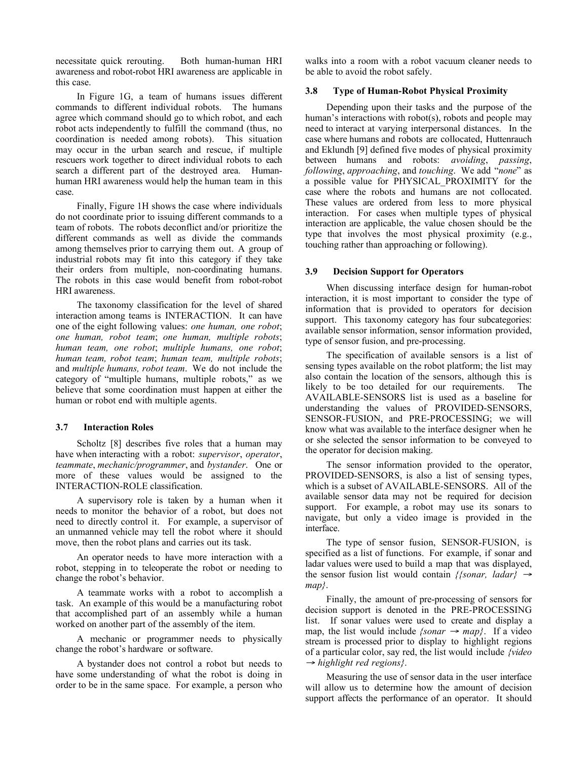necessitate quick rerouting. Both human-human HRI awareness and robot-robot HRI awareness are applicable in this case.

In Figure 1G, a team of humans issues different commands to different individual robots. The humans agree which command should go to which robot, and each robot acts independently to fulfill the command (thus, no coordination is needed among robots). This situation may occur in the urban search and rescue, if multiple rescuers work together to direct individual robots to each search a different part of the destroyed area. Human-human HRI awareness would help the human team in this case.

Finally, Figure 1H shows the case where individuals do not coordinate prior to issuing different commands to a team of robots. The robots deconflict and/or prioritize the different commands as well as divide the commands among themselves prior to carrying them out. A group of industrial robots may fit into this category if they take their orders from multiple, non-coordinating humans. The robots in this case would benefit from robot-robot HRI awareness.

The taxonomy classification for the level of shared interaction among teams is INTERACTION. It can have one of the eight following values: *one human, one robot*; *one human, robot team*; *one human, multiple robots*; *human team, one robot*; *multiple humans, one robot*; *human team, robot team*; *human team, multiple robots*; and *multiple humans, robot team*. We do not include the category of "multiple humans, multiple robots," as we believe that some coordination must happen at either the human or robot end with multiple agents.

### 3.7 Interaction Roles

Scholtz [8] describes five roles that a human may have when interacting with a robot: *supervisor*, *operator*, *teammate*, *mechanic/programmer*, and *bystander*. One or more of these values would be assigned to the INTERACTION-ROLE classification.

A supervisory role is taken by a human when it needs to monitor the behavior of a robot, but does not need to directly control it. For example, a supervisor of an unmanned vehicle may tell the robot where it should move, then the robot plans and carries out its task.

An operator needs to have more interaction with a robot, stepping in to teleoperate the robot or needing to change the robot's behavior.

A teammate works with a robot to accomplish a task. An example of this would be a manufacturing robot that accomplished part of an assembly while a human worked on another part of the assembly of the item.

A mechanic or programmer needs to physically change the robot's hardware or software.

A bystander does not control a robot but needs to have some understanding of what the robot is doing in order to be in the same space. For example, a person who walks into a room with a robot vacuum cleaner needs to be able to avoid the robot safely.

### 3.8 Type of Human-Robot Physical Proximity

Depending upon their tasks and the purpose of the human's interactions with robot(s), robots and people may need to interact at varying interpersonal distances. In the case where humans and robots are collocated, Huttenrauch and Eklundh [9] defined five modes of physical proximity between humans and robots: *avoiding*, *passing*, *following*, *approaching*, and *touching*. We add "*none*" as a possible value for PHYSICAL_PROXIMITY for the case where the robots and humans are not collocated. These values are ordered from less to more physical interaction. For cases when multiple types of physical interaction are applicable, the value chosen should be the type that involves the most physical proximity (e.g., touching rather than approaching or following).

### 3.9 Decision Support for Operators

When discussing interface design for human-robot interaction, it is most important to consider the type of information that is provided to operators for decision support. This taxonomy category has four subcategories: available sensor information, sensor information provided, type of sensor fusion, and pre-processing.

The specification of available sensors is a list of sensing types available on the robot platform; the list may also contain the location of the sensors, although this is likely to be too detailed for our requirements. The AVAILABLE-SENSORS list is used as a baseline for understanding the values of PROVIDED-SENSORS, SENSOR-FUSION, and PRE-PROCESSING; we will know what was available to the interface designer when he or she selected the sensor information to be conveyed to the operator for decision making.

The sensor information provided to the operator, PROVIDED-SENSORS, is also a list of sensing types, which is a subset of AVAILABLE-SENSORS. All of the available sensor data may not be required for decision support. For example, a robot may use its sonars to navigate, but only a video image is provided in the interface.

The type of sensor fusion, SENSOR-FUSION, is specified as a list of functions. For example, if sonar and ladar values were used to build a map that was displayed, the sensor fusion list would contain *{{sonar, ladar} → map}*.

Finally, the amount of pre-processing of sensors for decision support is denoted in the PRE-PROCESSING list. If sonar values were used to create and display a map, the list would include *{sonar → map}*. If a video stream is processed prior to display to highlight regions of a particular color, say red, the list would include *{video → highlight red regions}*.

Measuring the use of sensor data in the user interface will allow us to determine how the amount of decision support affects the performance of an operator. It should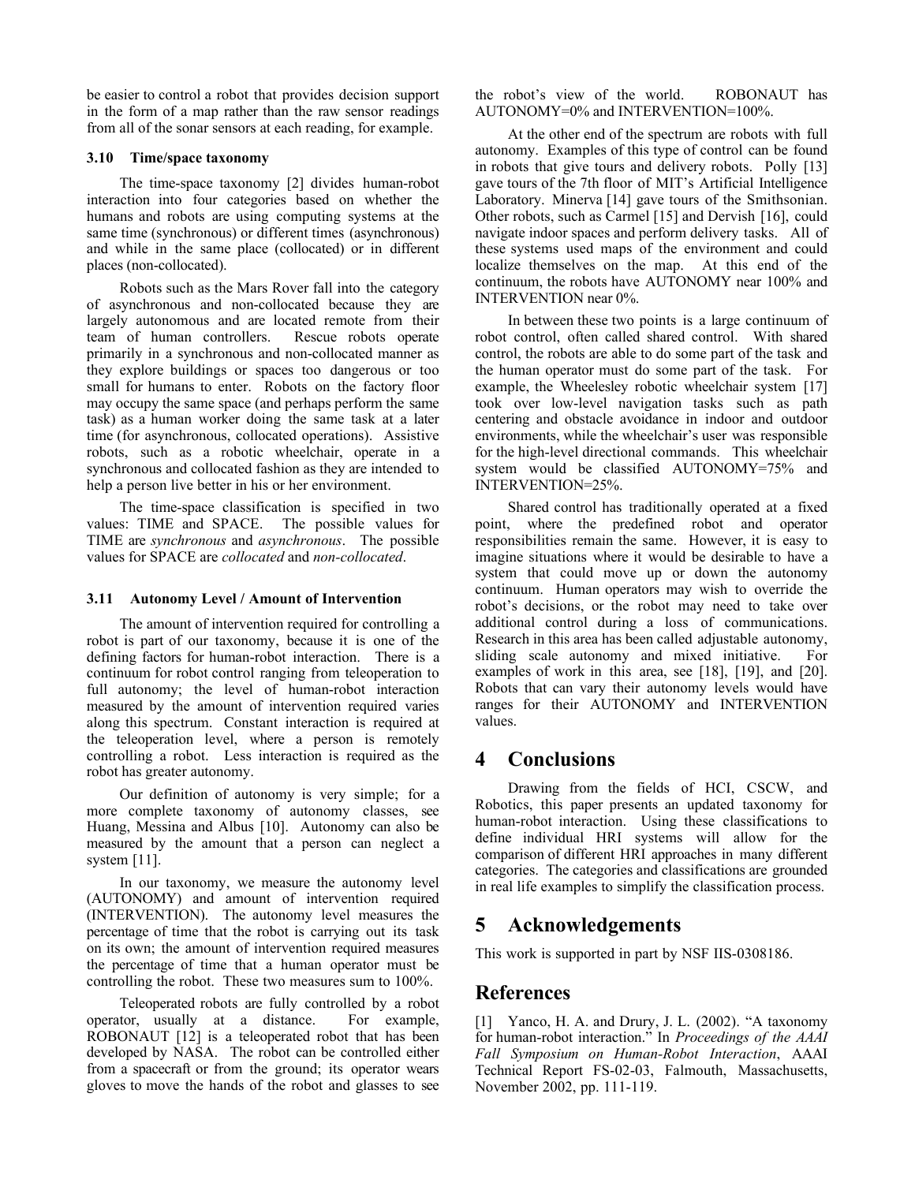be easier to control a robot that provides decision support in the form of a map rather than the raw sensor readings from all of the sonar sensors at each reading, for example.

### 3.10 Time/space taxonomy

The time-space taxonomy [2] divides human-robot interaction into four categories based on whether the humans and robots are using computing systems at the same time (synchronous) or different times (asynchronous) and while in the same place (collocated) or in different places (non-collocated).

Robots such as the Mars Rover fall into the category of asynchronous and non-collocated because they are largely autonomous and are located remote from their team of human controllers. Rescue robots operate primarily in a synchronous and non-collocated manner as they explore buildings or spaces too dangerous or too small for humans to enter. Robots on the factory floor may occupy the same space (and perhaps perform the same task) as a human worker doing the same task at a later time (for asynchronous, collocated operations). Assistive robots, such as a robotic wheelchair, operate in a synchronous and collocated fashion as they are intended to help a person live better in his or her environment.

The time-space classification is specified in two values: TIME and SPACE. The possible values for TIME are *synchronous* and *asynchronous*. The possible values for SPACE are *collocated* and *non-collocated*.

### 3.11 Autonomy Level / Amount of Intervention

The amount of intervention required for controlling a robot is part of our taxonomy, because it is one of the defining factors for human-robot interaction. There is a continuum for robot control ranging from teleoperation to full autonomy; the level of human-robot interaction measured by the amount of intervention required varies along this spectrum. Constant interaction is required at the teleoperation level, where a person is remotely controlling a robot. Less interaction is required as the robot has greater autonomy.

Our definition of autonomy is very simple; for a more complete taxonomy of autonomy classes, see Huang, Messina and Albus [10]. Autonomy can also be measured by the amount that a person can neglect a system [11].

In our taxonomy, we measure the autonomy level (AUTONOMY) and amount of intervention required (INTERVENTION). The autonomy level measures the percentage of time that the robot is carrying out its task on its own; the amount of intervention required measures the percentage of time that a human operator must be controlling the robot. These two measures sum to 100%.

Teleoperated robots are fully controlled by a robot operator, usually at a distance. For example, ROBONAUT [12] is a teleoperated robot that has been developed by NASA. The robot can be controlled either from a spacecraft or from the ground; its operator wears gloves to move the hands of the robot and glasses to see the robot's view of the world. ROBONAUT has AUTONOMY=0% and INTERVENTION=100%.

At the other end of the spectrum are robots with full autonomy. Examples of this type of control can be found in robots that give tours and delivery robots. Polly [13] gave tours of the 7th floor of MIT's Artificial Intelligence Laboratory. Minerva [14] gave tours of the Smithsonian. Other robots, such as Carmel [15] and Dervish [16], could navigate indoor spaces and perform delivery tasks. All of these systems used maps of the environment and could localize themselves on the map. At this end of the continuum, the robots have AUTONOMY near 100% and INTERVENTION near 0%.

In between these two points is a large continuum of robot control, often called shared control. With shared control, the robots are able to do some part of the task and the human operator must do some part of the task. For example, the Wheelesley robotic wheelchair system [17] took over low-level navigation tasks such as path centering and obstacle avoidance in indoor and outdoor environments, while the wheelchair's user was responsible for the high-level directional commands. This wheelchair system would be classified AUTONOMY=75% and INTERVENTION=25%.

Shared control has traditionally operated at a fixed point, where the predefined robot and operator responsibilities remain the same. However, it is easy to imagine situations where it would be desirable to have a system that could move up or down the autonomy continuum. Human operators may wish to override the robot's decisions, or the robot may need to take over additional control during a loss of communications. Research in this area has been called adjustable autonomy, sliding scale autonomy and mixed initiative. For examples of work in this area, see [18], [19], and [20]. Robots that can vary their autonomy levels would have ranges for their AUTONOMY and INTERVENTION values.

## 4 Conclusions

Drawing from the fields of HCI, CSCW, and Robotics, this paper presents an updated taxonomy for human-robot interaction. Using these classifications to define individual HRI systems will allow for the comparison of different HRI approaches in many different categories. The categories and classifications are grounded in real life examples to simplify the classification process.

## 5 Acknowledgements

This work is supported in part by NSF IIS-0308186.

## References

[1] Yanco, H. A. and Drury, J. L. (2002). "A taxonomy for human-robot interaction." In *Proceedings of the AAAI Fall Symposium on Human-Robot Interaction*, AAAI Technical Report FS-02-03, Falmouth, Massachusetts, November 2002, pp. 111-119.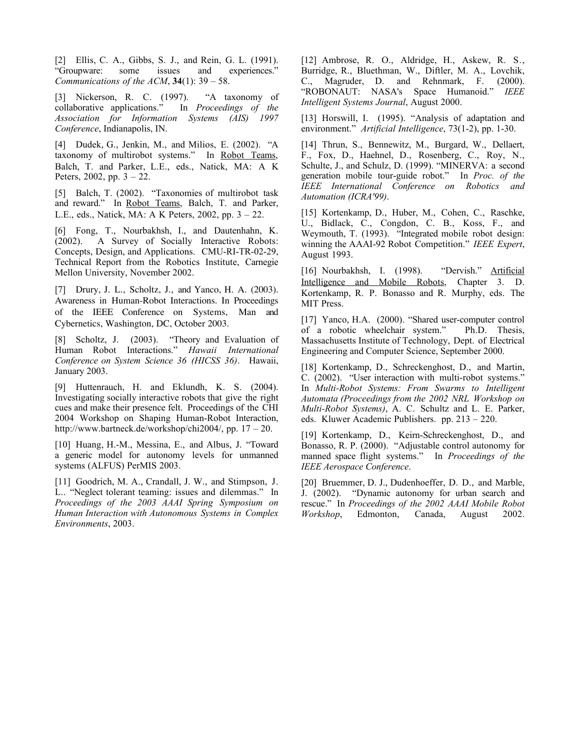[2] Ellis, C. A., Gibbs, S. J., and Rein, G. L. (1991). "Groupware: some issues and experiences." *Communications of the ACM*, **34**(1): 39 – 58.

[3] Nickerson, R. C. (1997). "A taxonomy of collaborative applications." In *Proceedings of the Association for Information Systems (AIS) 1997 Conference*, Indianapolis, IN.

[4] Dudek, G., Jenkin, M., and Milios, E. (2002). "A taxonomy of multirobot systems." In Robot Teams, Balch, T. and Parker, L.E., eds., Natick, MA: A K Peters, 2002, pp. 3 – 22.

[5] Balch, T. (2002). "Taxonomies of multirobot task and reward." In Robot Teams, Balch, T. and Parker, L.E., eds., Natick, MA: A K Peters, 2002, pp. 3 – 22.

[6] Fong, T., Nourbakhsh, I., and Dautenhahn, K. (2002). A Survey of Socially Interactive Robots: Concepts, Design, and Applications. CMU-RI-TR-02-29, Technical Report from the Robotics Institute, Carnegie Mellon University, November 2002.

[7] Drury, J. L., Scholtz, J., and Yanco, H. A. (2003). Awareness in Human-Robot Interactions. In Proceedings of the IEEE Conference on Systems, Man and Cybernetics, Washington, DC, October 2003.

[8] Scholtz, J. (2003). "Theory and Evaluation of Human Robot Interactions." *Hawaii International Conference on System Science 36 (HICSS 36)*. Hawaii, January 2003.

[9] Huttenrauch, H. and Eklundh, K. S. (2004). Investigating socially interactive robots that give the right cues and make their presence felt. Proceedings of the CHI 2004 Workshop on Shaping Human-Robot Interaction, http://www.bartneck.de/workshop/chi2004/, pp. 17 – 20.

[10] Huang, H.-M., Messina, E., and Albus, J. "Toward a generic model for autonomy levels for unmanned systems (ALFUS) PerMIS 2003.

[11] Goodrich, M. A., Crandall, J. W., and Stimpson, J. L.. "Neglect tolerant teaming: issues and dilemmas." In *Proceedings of the 2003 AAAI Spring Symposium on Human Interaction with Autonomous Systems in Complex Environments*, 2003.

[12] Ambrose, R. O., Aldridge, H., Askew, R. S., Burridge, R., Bluethman, W., Diftler, M. A., Lovchik, C., Magruder, D. and Rehnmark, F. (2000). "ROBONAUT: NASA's Space Humanoid." *IEEE Intelligent Systems Journal*, August 2000.

[13] Horswill, I. (1995). "Analysis of adaptation and environment." *Artificial Intelligence*, 73(1-2), pp. 1-30.

[14] Thrun, S., Bennewitz, M., Burgard, W., Dellaert, F., Fox, D., Haehnel, D., Rosenberg, C., Roy, N., Schulte, J., and Schulz, D. (1999). "MINERVA: a second generation mobile tour-guide robot." In *Proc. of the IEEE International Conference on Robotics and Automation (ICRA'99)*.

[15] Kortenkamp, D., Huber, M., Cohen, C., Raschke, U., Bidlack, C., Congdon, C. B., Koss, F., and Weymouth, T. (1993). "Integrated mobile robot design: winning the AAAI-92 Robot Competition." *IEEE Expert*, August 1993.

[16] Nourbakhsh, I. (1998). "Dervish." Artificial Intelligence and Mobile Robots, Chapter 3. D. Kortenkamp, R. P. Bonasso and R. Murphy, eds. The MIT Press.

[17] Yanco, H.A. (2000). "Shared user-computer control of a robotic wheelchair system." Ph.D. Thesis, Massachusetts Institute of Technology, Dept. of Electrical Engineering and Computer Science, September 2000.

[18] Kortenkamp, D., Schreckenghost, D., and Martin, C. (2002). "User interaction with multi-robot systems." In *Multi-Robot Systems: From Swarms to Intelligent Automata (Proceedings from the 2002 NRL Workshop on Multi-Robot Systems)*, A. C. Schultz and L. E. Parker, eds. Kluwer Academic Publishers. pp. 213 – 220.

[19] Kortenkamp, D., Keirn-Schreckenghost, D., and Bonasso, R. P. (2000). "Adjustable control autonomy for manned space flight systems." In *Proceedings of the IEEE Aerospace Conference*.

[20] Bruemmer, D. J., Dudenhoeffer, D. D., and Marble, J. (2002). "Dynamic autonomy for urban search and rescue." In *Proceedings of the 2002 AAAI Mobile Robot Workshop*, Edmonton, Canada, August 2002.